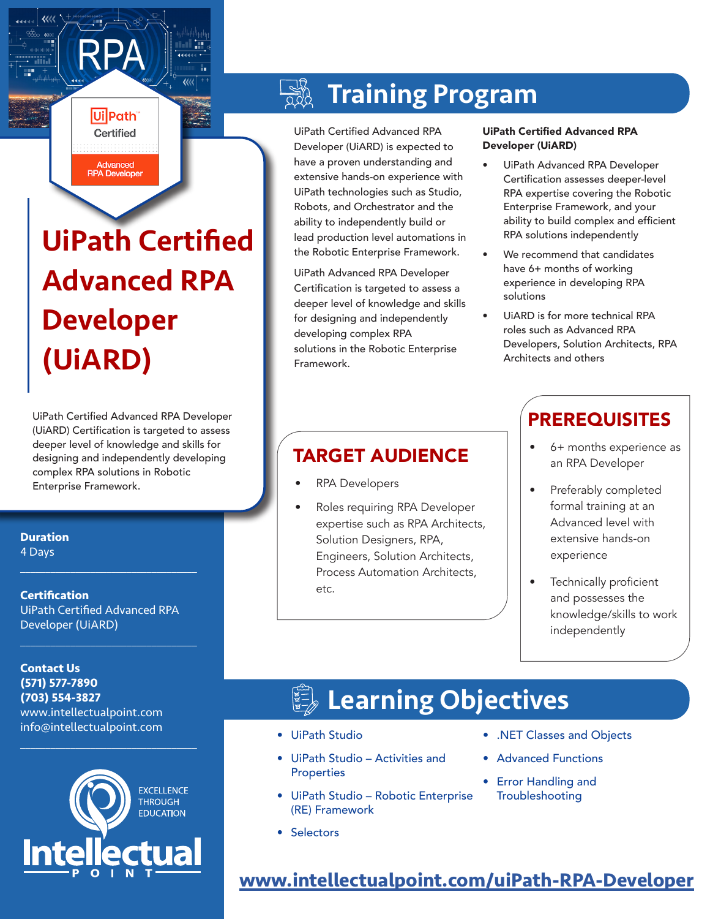# UiPath Certified Advanced RPA Developer (UiARD)

UiPath Certified Advanced RPA Developer (UiARD) Certification is targeted to assess deeper level of knowledge and skills for designing and independently developing complex RPA solutions in Robotic Enterprise Framework.

**Duration**
4 Days

**Certification**
UiPath Certified Advanced RPA Developer (UiARD)

**Contact Us**
**(571) 577-7890**
**(703) 554-3827**
www.intellectualpoint.com
info@intellectualpoint.com

## Training Program

UiPath Certified Advanced RPA Developer (UiARD) is expected to have a proven understanding and extensive hands-on experience with UiPath technologies such as Studio, Robots, and Orchestrator and the ability to independently build or lead production level automations in the Robotic Enterprise Framework.

UiPath Advanced RPA Developer Certification is targeted to assess a deeper level of knowledge and skills for designing and independently developing complex RPA solutions in the Robotic Enterprise Framework.

**UiPath Certified Advanced RPA Developer (UiARD)**

- UiPath Advanced RPA Developer Certification assesses deeper-level RPA expertise covering the Robotic Enterprise Framework, and your ability to build complex and efficient RPA solutions independently
- We recommend that candidates have 6+ months of working experience in developing RPA solutions
- UiARD is for more technical RPA roles such as Advanced RPA Developers, Solution Architects, RPA Architects and others

## TARGET AUDIENCE

- RPA Developers
- Roles requiring RPA Developer expertise such as RPA Architects, Solution Designers, RPA, Engineers, Solution Architects, Process Automation Architects, etc.

## PREREQUISITES

- 6+ months experience as an RPA Developer
- Preferably completed formal training at an Advanced level with extensive hands-on experience
- Technically proficient and possesses the knowledge/skills to work independently

## Learning Objectives

- UiPath Studio
- UiPath Studio – Activities and Properties
- UiPath Studio – Robotic Enterprise (RE) Framework
- Selectors
- .NET Classes and Objects
- Advanced Functions
- Error Handling and Troubleshooting

www.intellectualpoint.com/uiPath-RPA-Developer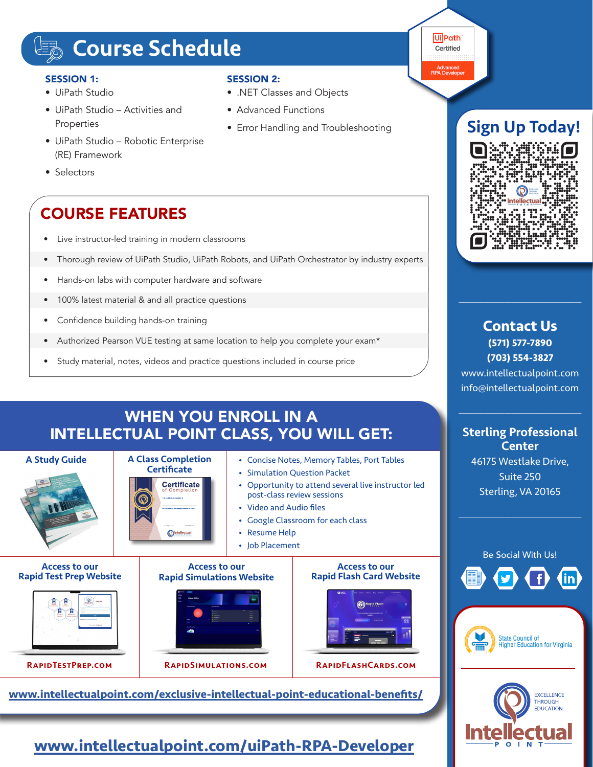# Course Schedule

**SESSION 1:**

- UiPath Studio
- UiPath Studio – Activities and Properties
- UiPath Studio – Robotic Enterprise (RE) Framework
- Selectors

**SESSION 2:**

- .NET Classes and Objects
- Advanced Functions
- Error Handling and Troubleshooting

UiPath Certified
Advanced RPA Developer

## COURSE FEATURES

- Live instructor-led training in modern classrooms
- Thorough review of UiPath Studio, UiPath Robots, and UiPath Orchestrator by industry experts
- Hands-on labs with computer hardware and software
- 100% latest material & and all practice questions
- Confidence building hands-on training
- Authorized Pearson VUE testing at same location to help you complete your exam*
- Study material, notes, videos and practice questions included in course price

## WHEN YOU ENROLL IN A INTELLECTUAL POINT CLASS, YOU WILL GET:

**A Study Guide**

**A Class Completion Certificate**

- Concise Notes, Memory Tables, Port Tables
- Simulation Question Packet
- Opportunity to attend several live instructor led post-class review sessions
- Video and Audio files
- Google Classroom for each class
- Resume Help
- Job Placement

**Access to our Rapid Test Prep Website**
RAPIDTESTPREP.COM

**Access to our Rapid Simulations Website**
RAPIDSIMULATIONS.COM

**Access to our Rapid Flash Card Website**
RAPIDFLASHCARDS.COM

www.intellectualpoint.com/exclusive-intellectual-point-educational-benefits/

www.intellectualpoint.com/uiPath-RPA-Developer

## Sign Up Today!

## Contact Us

(571) 577-7890
(703) 554-3827
www.intellectualpoint.com
info@intellectualpoint.com

## Sterling Professional Center

46175 Westlake Drive,
Suite 250
Sterling, VA 20165

Be Social With Us!

State Council of Higher Education for Virginia

EXCELLENCE THROUGH EDUCATION
Intellectual Point